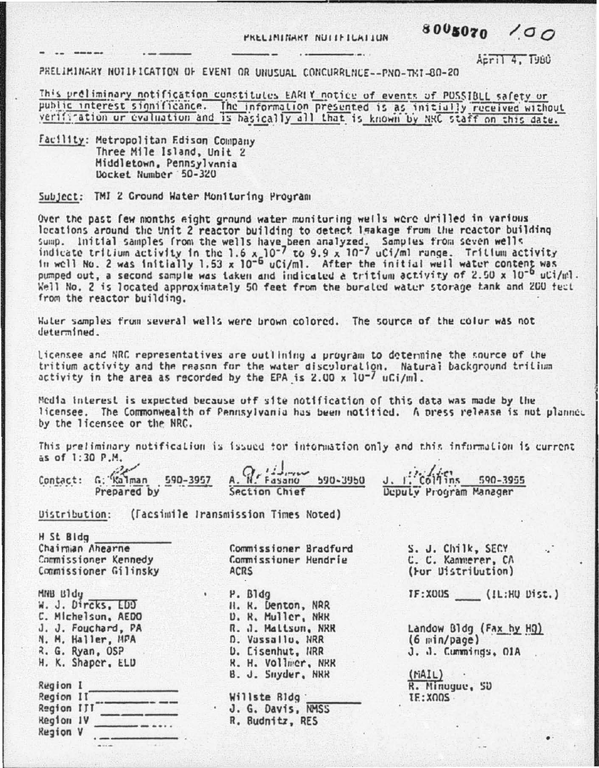PRELIMINARY NOTIFICATION

8005070 100

April 4, 1980

PRELIMINARY NOTIFICATION OF EVENT OR UNUSUAL OCCURRENCE--PNO-TMI-80-20

This preliminary notification constitutes EARLY notice of events of POSSIBLE safety or public interest significance. The information presented is as initially received without verification or evaluation and is basically all that is known by NRC staff on this date.

Facility: Metropolitan Edison Company
Three Mile Island, Unit 2
Middletown, Pennsylvania
Docket Number 50-320

Subject: TMI 2 Ground Water Monitoring Program

Over the past few months eight ground water monitoring wells were drilled in various locations around the Unit 2 reactor building to detect leakage from the reactor building sump. Initial samples from the wells have been analyzed. Samples from seven wells indicate tritium activity in the $1.6 \times 10^{-7}$ to $9.9 \times 10^{-7}$ uCi/ml range. Tritium activity in well No. 2 was initially $1.53 \times 10^{-6}$ uCi/ml. After the initial well water content was pumped out, a second sample was taken and indicated a tritium activity of $2.50 \times 10^{-6}$ uCi/ml. Well No. 2 is located approximately 50 feet from the borated water storage tank and 200 feet from the reactor building.

Water samples from several wells were brown colored. The source of the color was not determined.

Licensee and NRC representatives are outlining a program to determine the source of the tritium activity and the reason for the water discoloration. Natural background tritium activity in the area as recorded by the EPA is $2.00 \times 10^{-7}$ uCi/ml.

Media interest is expected because off site notification of this data was made by the licensee. The Commonwealth of Pennsylvania has been notified. A press release is not planned by the licensee or the NRC.

This preliminary notification is issued for information only and this information is current as of 1:30 P.M.

Contact: G. Kalman 590-3957 — Prepared by
A. N. Fasano 590-3950 — Section Chief
J. T. Collins 590-3955 — Deputy Program Manager

Distribution: (Facsimile Transmission Times Noted)

H St Bldg ____________
Chairman Ahearne
Commissioner Kennedy
Commissioner Gilinsky
Commissioner Bradford
Commissioner Hendrie
ACRS
S. J. Chilk, SECY
C. C. Kammerer, CA
(For Distribution)

MNB Bldg
W. J. Dircks, EDO
C. Michelson, AEOD
J. J. Fouchard, PA
N. M. Haller, MPA
R. G. Ryan, OSP
H. K. Shaper, ELD

P. Bldg
H. R. Denton, NRR
D. R. Muller, NRR
R. J. Mattson, NRR
D. Vassallo, NRR
D. Eisenhut, NRR
R. H. Vollmer, NRR
B. J. Snyder, NRR

IE:XOOS ____ (IL:HQ Dist.)

Landow Bldg (Fax by HQ)
(6 min/page)
J. J. Cummings, OIA

Region I ____________
Region II ____________
Region III ____________
Region IV ____________
Region V ____________

Willste Bldg ____________
J. G. Davis, NMSS
R. Budnitz, RES

(MAIL)
R. Minogue, SD
IE:XOOS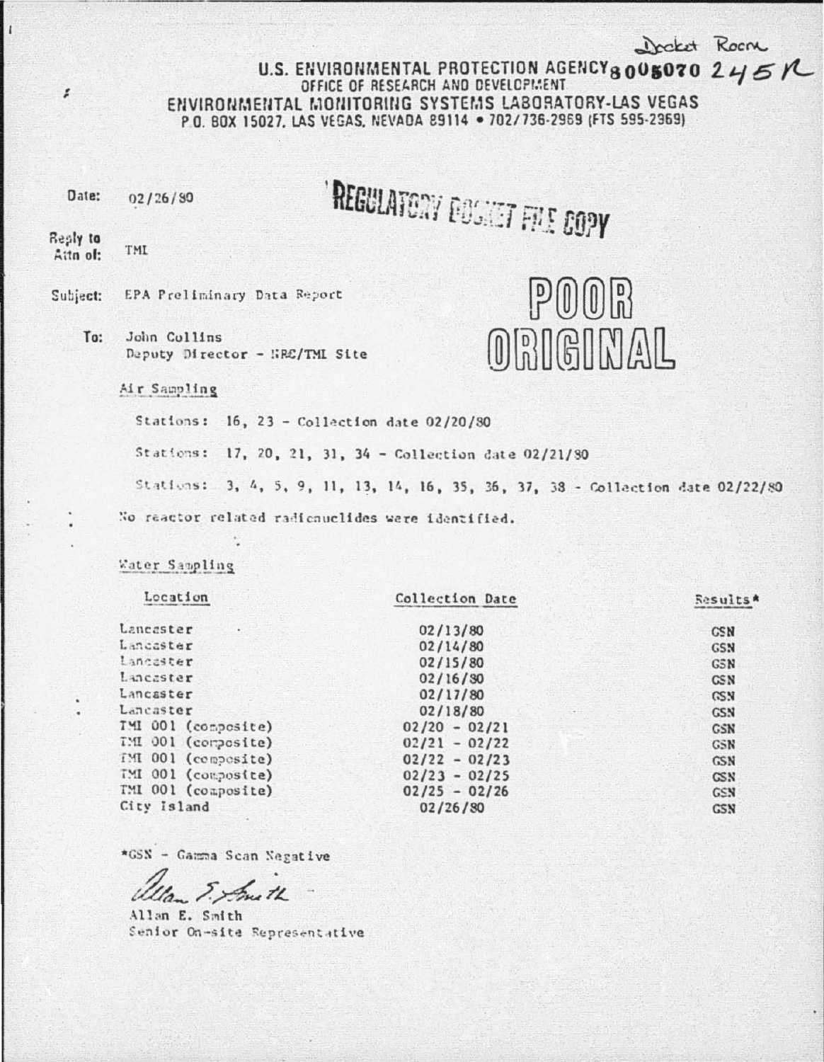Docket Room

# U.S. ENVIRONMENTAL PROTECTION AGENCY 8005070 245R

OFFICE OF RESEARCH AND DEVELOPMENT

## ENVIRONMENTAL MONITORING SYSTEMS LABORATORY-LAS VEGAS

P.O. BOX 15027, LAS VEGAS, NEVADA 89114 • 702/736-2969 (FTS 595-2969)

REGULATORY DOCKET FILE COPY

POOR ORIGINAL

**Date:** 02/26/80

**Reply to Attn of:** TMI

**Subject:** EPA Preliminary Data Report

**To:** John Collins
Deputy Director - NRC/TMI Site

Air Sampling

Stations: 16, 23 - Collection date 02/20/80

Stations: 17, 20, 21, 31, 34 - Collection date 02/21/80

Stations: 3, 4, 5, 9, 11, 13, 14, 16, 35, 36, 37, 38 - Collection date 02/22/80

No reactor related radionuclides were identified.

Water Sampling

| Location | Collection Date | Results* |
|---|---|---|
| Lancaster | 02/13/80 | GSN |
| Lancaster | 02/14/80 | GSN |
| Lancaster | 02/15/80 | GSN |
| Lancaster | 02/16/80 | GSN |
| Lancaster | 02/17/80 | GSN |
| Lancaster | 02/18/80 | GSN |
| TMI 001 (composite) | 02/20 - 02/21 | GSN |
| TMI 001 (composite) | 02/21 - 02/22 | GSN |
| TMI 001 (composite) | 02/22 - 02/23 | GSN |
| TMI 001 (composite) | 02/23 - 02/25 | GSN |
| TMI 001 (composite) | 02/25 - 02/26 | GSN |
| City Island | 02/26/80 | GSN |

*GSN - Gamma Scan Negative

Allan E. Smith

Allan E. Smith
Senior On-site Representative